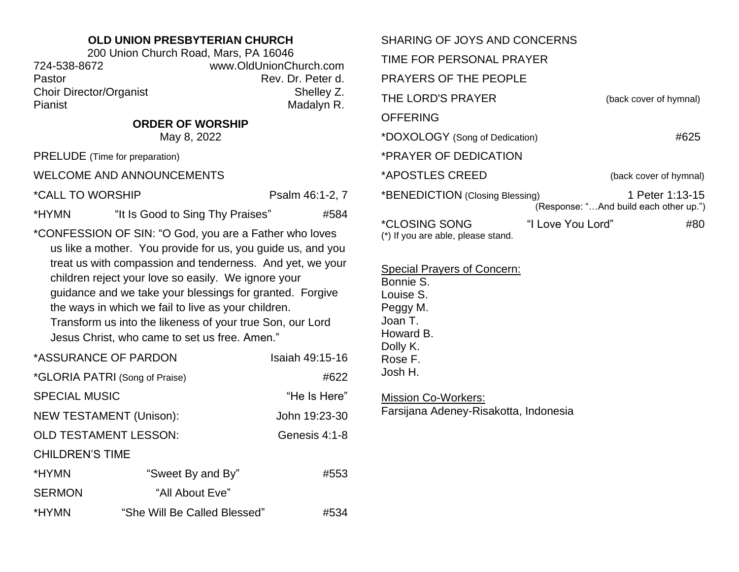**OLD UNION PRESBYTERIAN CHURCH**
200 Union Church Road, Mars, PA 16046

724-538-8672 www.OldUnionChurch.com
Pastor Rev. Dr. Peter d.
Choir Director/Organist Shelley Z.
Pianist Madalyn R.

## ORDER OF WORSHIP

May 8, 2022

PRELUDE (Time for preparation)

WELCOME AND ANNOUNCEMENTS

*CALL TO WORSHIP Psalm 46:1-2, 7

*HYMN "It Is Good to Sing Thy Praises" #584

*CONFESSION OF SIN: "O God, you are a Father who loves us like a mother. You provide for us, you guide us, and you treat us with compassion and tenderness. And yet, we your children reject your love so easily. We ignore your guidance and we take your blessings for granted. Forgive the ways in which we fail to live as your children. Transform us into the likeness of your true Son, our Lord Jesus Christ, who came to set us free. Amen."

*ASSURANCE OF PARDON Isaiah 49:15-16

*GLORIA PATRI (Song of Praise) #622

SPECIAL MUSIC "He Is Here"

NEW TESTAMENT (Unison): John 19:23-30

OLD TESTAMENT LESSON: Genesis 4:1-8

CHILDREN'S TIME

*HYMN "Sweet By and By" #553

SERMON "All About Eve"

*HYMN "She Will Be Called Blessed" #534

SHARING OF JOYS AND CONCERNS

TIME FOR PERSONAL PRAYER

PRAYERS OF THE PEOPLE

THE LORD'S PRAYER (back cover of hymnal)

OFFERING

*DOXOLOGY (Song of Dedication) #625

*PRAYER OF DEDICATION

*APOSTLES CREED (back cover of hymnal)

*BENEDICTION (Closing Blessing) 1 Peter 1:13-15
(Response: "…And build each other up.")

*CLOSING SONG "I Love You Lord" #80

(*) If you are able, please stand.

Special Prayers of Concern:
Bonnie S.
Louise S.
Peggy M.
Joan T.
Howard B.
Dolly K.
Rose F.
Josh H.

Mission Co-Workers:
Farsijana Adeney-Risakotta, Indonesia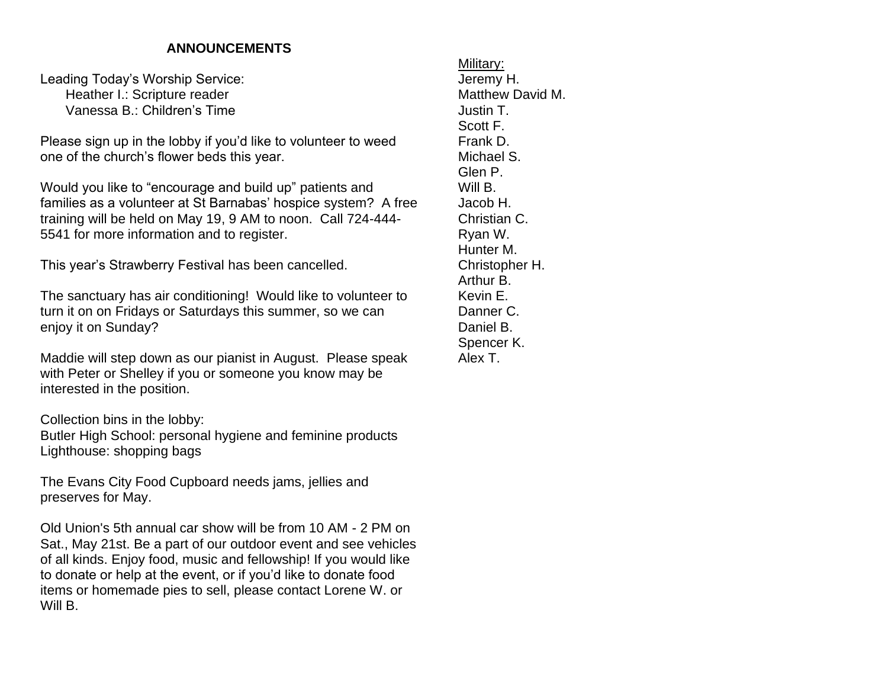## ANNOUNCEMENTS

Leading Today's Worship Service:

- Heather I.: Scripture reader
- Vanessa B.: Children's Time

Please sign up in the lobby if you'd like to volunteer to weed one of the church's flower beds this year.

Would you like to "encourage and build up" patients and families as a volunteer at St Barnabas' hospice system? A free training will be held on May 19, 9 AM to noon. Call 724-444-5541 for more information and to register.

This year's Strawberry Festival has been cancelled.

The sanctuary has air conditioning! Would like to volunteer to turn it on on Fridays or Saturdays this summer, so we can enjoy it on Sunday?

Maddie will step down as our pianist in August. Please speak with Peter or Shelley if you or someone you know may be interested in the position.

Collection bins in the lobby:
Butler High School: personal hygiene and feminine products
Lighthouse: shopping bags

The Evans City Food Cupboard needs jams, jellies and preserves for May.

Old Union's 5th annual car show will be from 10 AM - 2 PM on Sat., May 21st. Be a part of our outdoor event and see vehicles of all kinds. Enjoy food, music and fellowship! If you would like to donate or help at the event, or if you'd like to donate food items or homemade pies to sell, please contact Lorene W. or Will B.

Military:
Jeremy H.
Matthew David M.
Justin T.
Scott F.
Frank D.
Michael S.
Glen P.
Will B.
Jacob H.
Christian C.
Ryan W.
Hunter M.
Christopher H.
Arthur B.
Kevin E.
Danner C.
Daniel B.
Spencer K.
Alex T.